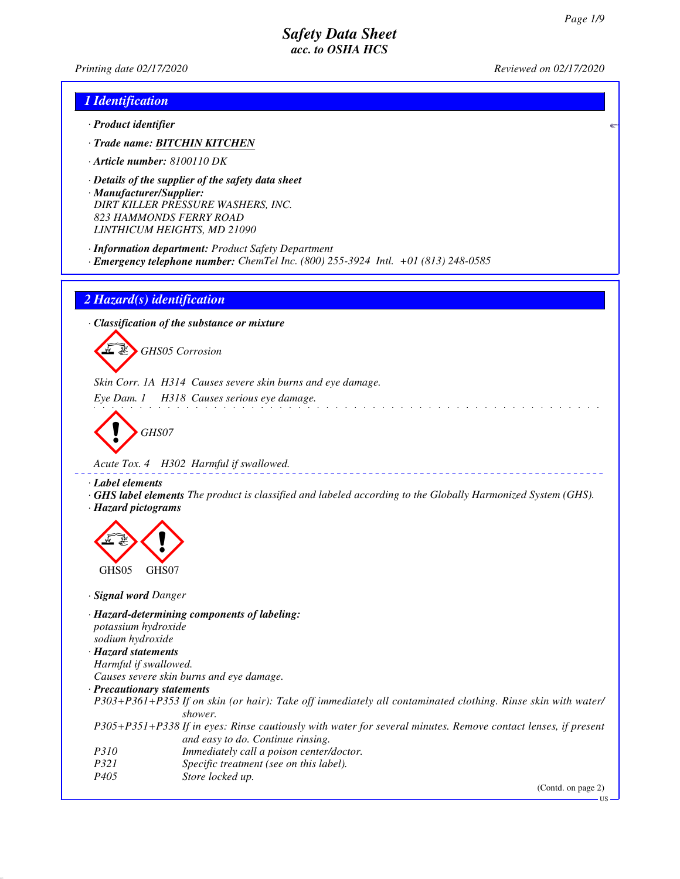# Safety Data Sheet
## acc. to OSHA HCS

Printing date 02/17/2020 Reviewed on 02/17/2020

## 1 Identification

· **Product identifier**

· **Trade name: BITCHIN KITCHEN**

· **Article number:** 8100110 DK

· **Details of the supplier of the safety data sheet**

· **Manufacturer/Supplier:**
DIRT KILLER PRESSURE WASHERS, INC.
823 HAMMONDS FERRY ROAD
LINTHICUM HEIGHTS, MD 21090

· **Information department:** Product Safety Department

· **Emergency telephone number:** ChemTel Inc. (800) 255-3924 Intl. +01 (813) 248-0585

## 2 Hazard(s) identification

· **Classification of the substance or mixture**

GHS05 Corrosion

Skin Corr. 1A H314 Causes severe skin burns and eye damage.

Eye Dam. 1 H318 Causes serious eye damage.

GHS07

Acute Tox. 4 H302 Harmful if swallowed.

· **Label elements**

· **GHS label elements** The product is classified and labeled according to the Globally Harmonized System (GHS).

· **Hazard pictograms**

GHS05 GHS07

· **Signal word** Danger

· **Hazard-determining components of labeling:**
potassium hydroxide
sodium hydroxide

· **Hazard statements**
Harmful if swallowed.
Causes severe skin burns and eye damage.

· **Precautionary statements**

| | |
|---|---|
| P303+P361+P353 | If on skin (or hair): Take off immediately all contaminated clothing. Rinse skin with water/shower. |
| P305+P351+P338 | If in eyes: Rinse cautiously with water for several minutes. Remove contact lenses, if present and easy to do. Continue rinsing. |
| P310 | Immediately call a poison center/doctor. |
| P321 | Specific treatment (see on this label). |
| P405 | Store locked up. |

(Contd. on page 2)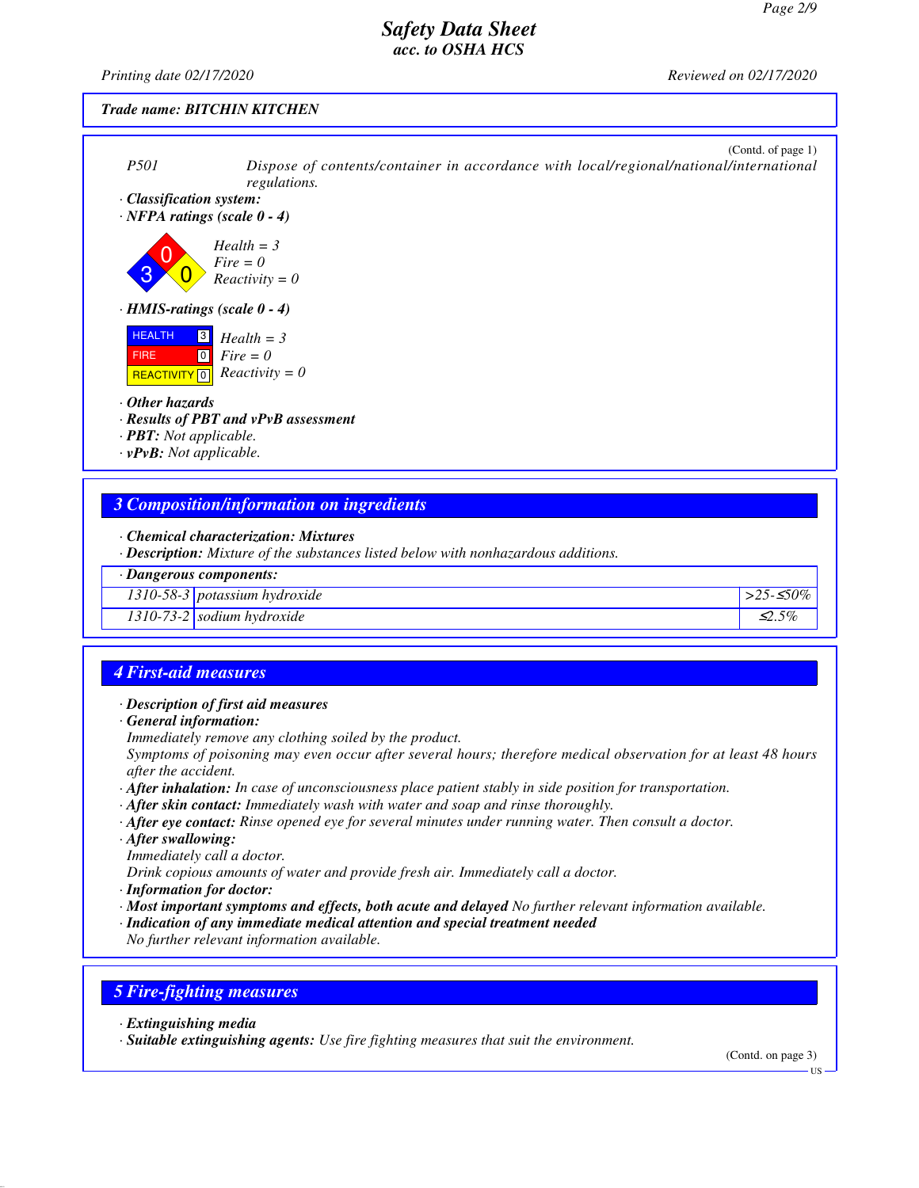*Trade name: BITCHIN KITCHEN*

(Contd. of page 1)

*P501* *Dispose of contents/container in accordance with local/regional/national/international regulations.*

· **Classification system:**

· **NFPA ratings (scale 0 - 4)**

*Health = 3*
*Fire = 0*
*Reactivity = 0*

· **HMIS-ratings (scale 0 - 4)**

| HEALTH | 3 |
|---|---|
| FIRE | 0 |
| REACTIVITY | 0 |

*Health = 3*
*Fire = 0*
*Reactivity = 0*

· **Other hazards**

· **Results of PBT and vPvB assessment**

· **PBT:** *Not applicable.*

· **vPvB:** *Not applicable.*

## 3 Composition/information on ingredients

· **Chemical characterization: Mixtures**

· **Description:** *Mixture of the substances listed below with nonhazardous additions.*

| · Dangerous components: | | |
|---|---|---|
| 1310-58-3 | potassium hydroxide | >25-≤50% |
| 1310-73-2 | sodium hydroxide | ≤2.5% |

## 4 First-aid measures

· **Description of first aid measures**

· **General information:**

*Immediately remove any clothing soiled by the product.*

*Symptoms of poisoning may even occur after several hours; therefore medical observation for at least 48 hours after the accident.*

· **After inhalation:** *In case of unconsciousness place patient stably in side position for transportation.*

· **After skin contact:** *Immediately wash with water and soap and rinse thoroughly.*

· **After eye contact:** *Rinse opened eye for several minutes under running water. Then consult a doctor.*

· **After swallowing:**

*Immediately call a doctor.*

*Drink copious amounts of water and provide fresh air. Immediately call a doctor.*

· **Information for doctor:**

· **Most important symptoms and effects, both acute and delayed** *No further relevant information available.*

· **Indication of any immediate medical attention and special treatment needed**

*No further relevant information available.*

## 5 Fire-fighting measures

· **Extinguishing media**

· **Suitable extinguishing agents:** *Use fire fighting measures that suit the environment.*

(Contd. on page 3)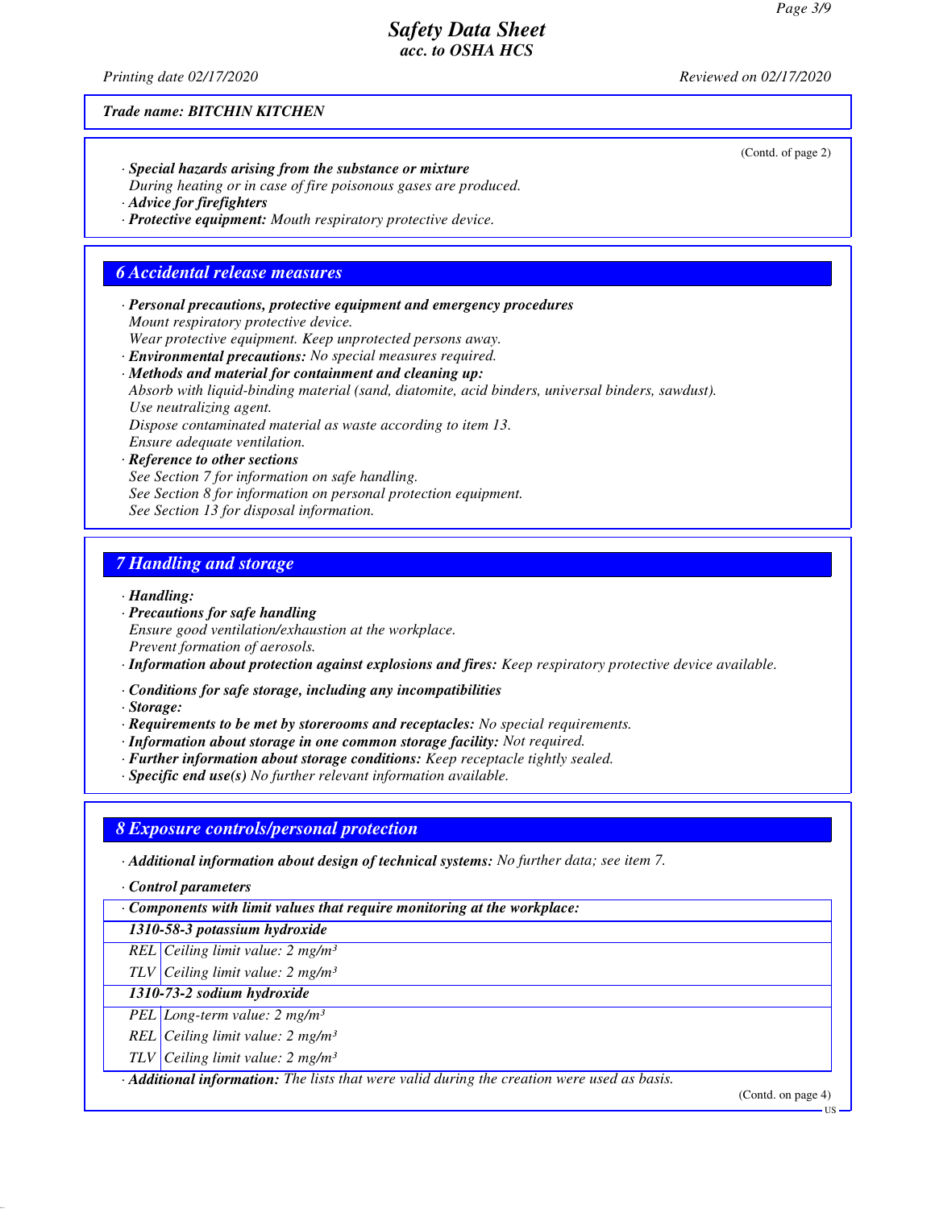Trade name: BITCHIN KITCHEN

(Contd. of page 2)

· **Special hazards arising from the substance or mixture**
During heating or in case of fire poisonous gases are produced.
· **Advice for firefighters**
· **Protective equipment:** Mouth respiratory protective device.

## 6 Accidental release measures

· **Personal precautions, protective equipment and emergency procedures**
Mount respiratory protective device.
Wear protective equipment. Keep unprotected persons away.
· **Environmental precautions:** No special measures required.
· **Methods and material for containment and cleaning up:**
Absorb with liquid-binding material (sand, diatomite, acid binders, universal binders, sawdust).
Use neutralizing agent.
Dispose contaminated material as waste according to item 13.
Ensure adequate ventilation.
· **Reference to other sections**
See Section 7 for information on safe handling.
See Section 8 for information on personal protection equipment.
See Section 13 for disposal information.

## 7 Handling and storage

· **Handling:**
· **Precautions for safe handling**
Ensure good ventilation/exhaustion at the workplace.
Prevent formation of aerosols.
· **Information about protection against explosions and fires:** Keep respiratory protective device available.

· **Conditions for safe storage, including any incompatibilities**
· **Storage:**
· **Requirements to be met by storerooms and receptacles:** No special requirements.
· **Information about storage in one common storage facility:** Not required.
· **Further information about storage conditions:** Keep receptacle tightly sealed.
· **Specific end use(s)** No further relevant information available.

## 8 Exposure controls/personal protection

· **Additional information about design of technical systems:** No further data; see item 7.

· **Control parameters**

| · Components with limit values that require monitoring at the workplace: | |
|---|---|
| **1310-58-3 potassium hydroxide** | |
| REL | Ceiling limit value: 2 mg/m³ |
| TLV | Ceiling limit value: 2 mg/m³ |
| **1310-73-2 sodium hydroxide** | |
| PEL | Long-term value: 2 mg/m³ |
| REL | Ceiling limit value: 2 mg/m³ |
| TLV | Ceiling limit value: 2 mg/m³ |

· **Additional information:** The lists that were valid during the creation were used as basis.

(Contd. on page 4)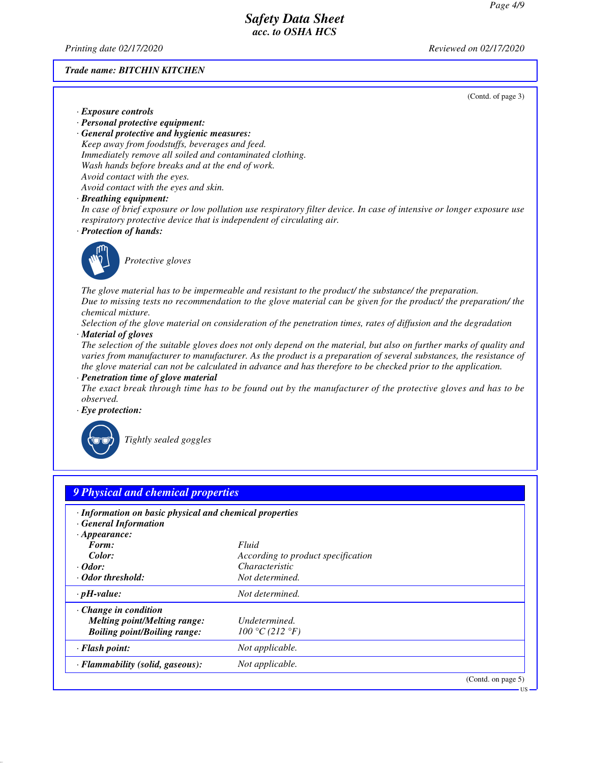**Trade name: BITCHIN KITCHEN**

(Contd. of page 3)

· **Exposure controls**
· **Personal protective equipment:**
· **General protective and hygienic measures:**
Keep away from foodstuffs, beverages and feed.
Immediately remove all soiled and contaminated clothing.
Wash hands before breaks and at the end of work.
Avoid contact with the eyes.
Avoid contact with the eyes and skin.
· **Breathing equipment:**
In case of brief exposure or low pollution use respiratory filter device. In case of intensive or longer exposure use respiratory protective device that is independent of circulating air.
· **Protection of hands:**

Protective gloves

The glove material has to be impermeable and resistant to the product/ the substance/ the preparation.
Due to missing tests no recommendation to the glove material can be given for the product/ the preparation/ the chemical mixture.
Selection of the glove material on consideration of the penetration times, rates of diffusion and the degradation
· **Material of gloves**
The selection of the suitable gloves does not only depend on the material, but also on further marks of quality and varies from manufacturer to manufacturer. As the product is a preparation of several substances, the resistance of the glove material can not be calculated in advance and has therefore to be checked prior to the application.
· **Penetration time of glove material**
The exact break through time has to be found out by the manufacturer of the protective gloves and has to be observed.
· **Eye protection:**

Tightly sealed goggles

## 9 Physical and chemical properties

· **Information on basic physical and chemical properties**
· **General Information**

| | |
|---|---|
| · **Appearance:** | |
| **Form:** | Fluid |
| **Color:** | According to product specification |
| · **Odor:** | Characteristic |
| · **Odor threshold:** | Not determined. |
| · **pH-value:** | Not determined. |
| · **Change in condition** | |
| **Melting point/Melting range:** | Undetermined. |
| **Boiling point/Boiling range:** | 100 °C (212 °F) |
| · **Flash point:** | Not applicable. |
| · **Flammability (solid, gaseous):** | Not applicable. |

(Contd. on page 5)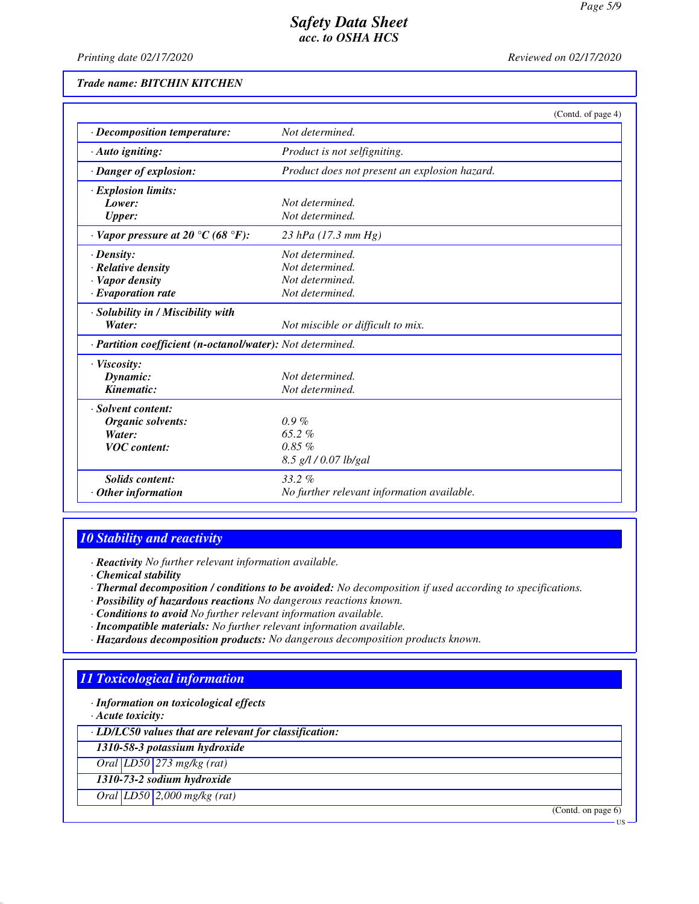Trade name: **BITCHIN KITCHEN**

(Contd. of page 4)

| | |
|---|---|
| · **Decomposition temperature:** | Not determined. |
| · **Auto igniting:** | Product is not selfigniting. |
| · **Danger of explosion:** | Product does not present an explosion hazard. |
| · **Explosion limits:** | |
| **Lower:** | Not determined. |
| **Upper:** | Not determined. |
| · **Vapor pressure at 20 °C (68 °F):** | 23 hPa (17.3 mm Hg) |
| · **Density:** | Not determined. |
| · **Relative density** | Not determined. |
| · **Vapor density** | Not determined. |
| · **Evaporation rate** | Not determined. |
| · **Solubility in / Miscibility with** | |
| **Water:** | Not miscible or difficult to mix. |
| · **Partition coefficient (n-octanol/water):** | Not determined. |
| · **Viscosity:** | |
| **Dynamic:** | Not determined. |
| **Kinematic:** | Not determined. |
| · **Solvent content:** | |
| **Organic solvents:** | 0.9 % |
| **Water:** | 65.2 % |
| **VOC content:** | 0.85 % |
| | 8.5 g/l / 0.07 lb/gal |
| **Solids content:** | 33.2 % |
| · **Other information** | No further relevant information available. |

## 10 Stability and reactivity

· **Reactivity** No further relevant information available.
· **Chemical stability**
· **Thermal decomposition / conditions to be avoided:** No decomposition if used according to specifications.
· **Possibility of hazardous reactions** No dangerous reactions known.
· **Conditions to avoid** No further relevant information available.
· **Incompatible materials:** No further relevant information available.
· **Hazardous decomposition products:** No dangerous decomposition products known.

## 11 Toxicological information

· **Information on toxicological effects**
· **Acute toxicity:**

| · **LD/LC50 values that are relevant for classification:** | | |
|---|---|---|
| **1310-58-3 potassium hydroxide** | | |
| Oral | LD50 | 273 mg/kg (rat) |
| **1310-73-2 sodium hydroxide** | | |
| Oral | LD50 | 2,000 mg/kg (rat) |

(Contd. on page 6)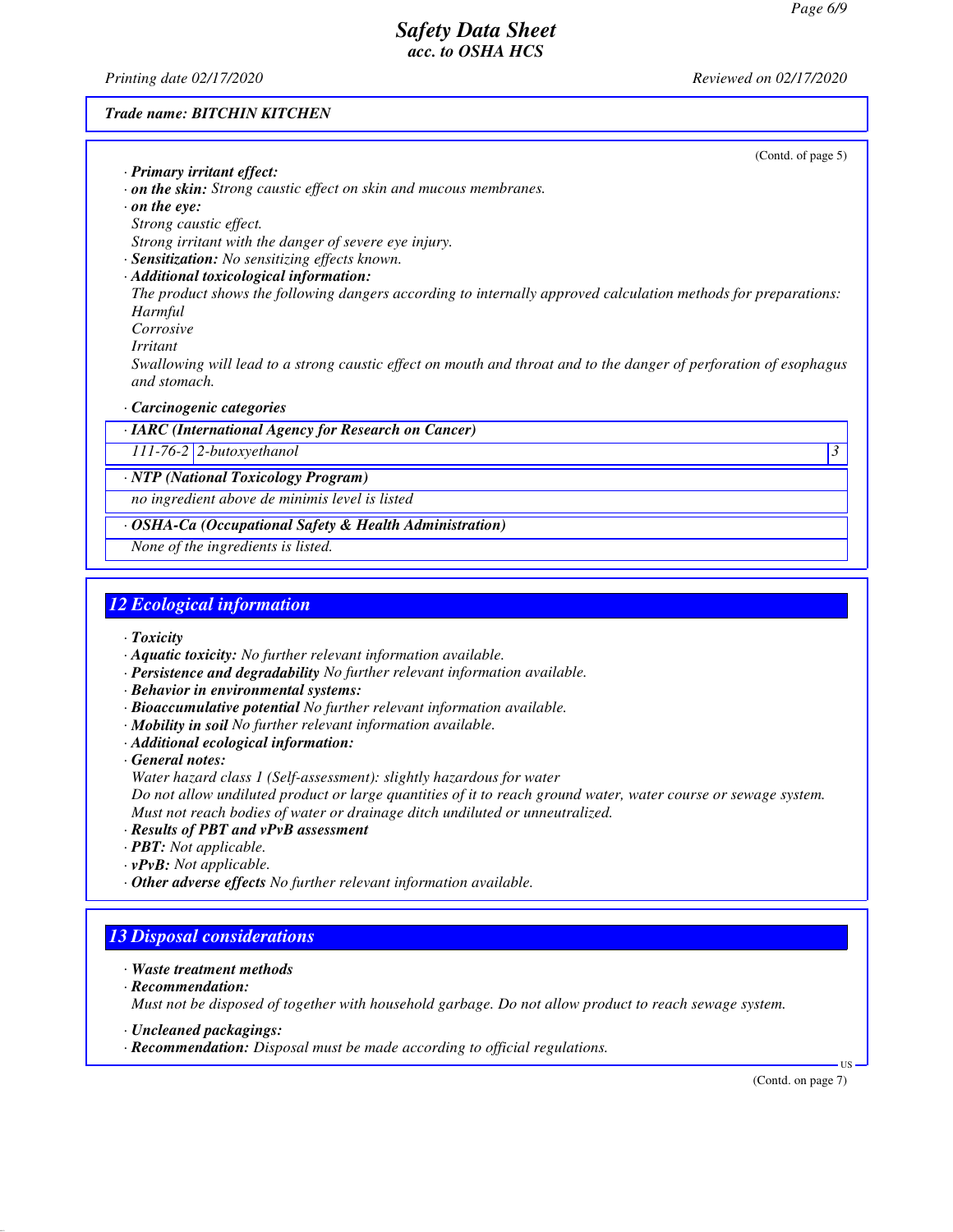*Trade name: BITCHIN KITCHEN*

(Contd. of page 5)

· ***Primary irritant effect:***
· ***on the skin:*** *Strong caustic effect on skin and mucous membranes.*
· ***on the eye:***
*Strong caustic effect.*
*Strong irritant with the danger of severe eye injury.*
· ***Sensitization:*** *No sensitizing effects known.*
· ***Additional toxicological information:***
*The product shows the following dangers according to internally approved calculation methods for preparations:*
*Harmful*
*Corrosive*
*Irritant*
*Swallowing will lead to a strong caustic effect on mouth and throat and to the danger of perforation of esophagus and stomach.*

· ***Carcinogenic categories***

| · IARC (International Agency for Research on Cancer) | | |
|---|---|---|
| 111-76-2 | 2-butoxyethanol | 3 |

| · NTP (National Toxicology Program) |
|---|
| no ingredient above de minimis level is listed |

| · OSHA-Ca (Occupational Safety & Health Administration) |
|---|
| None of the ingredients is listed. |

## 12 Ecological information

· ***Toxicity***
· ***Aquatic toxicity:*** *No further relevant information available.*
· ***Persistence and degradability*** *No further relevant information available.*
· ***Behavior in environmental systems:***
· ***Bioaccumulative potential*** *No further relevant information available.*
· ***Mobility in soil*** *No further relevant information available.*
· ***Additional ecological information:***
· ***General notes:***
*Water hazard class 1 (Self-assessment): slightly hazardous for water*
*Do not allow undiluted product or large quantities of it to reach ground water, water course or sewage system.*
*Must not reach bodies of water or drainage ditch undiluted or unneutralized.*
· ***Results of PBT and vPvB assessment***
· ***PBT:*** *Not applicable.*
· ***vPvB:*** *Not applicable.*
· ***Other adverse effects*** *No further relevant information available.*

## 13 Disposal considerations

· ***Waste treatment methods***
· ***Recommendation:***
*Must not be disposed of together with household garbage. Do not allow product to reach sewage system.*

· ***Uncleaned packagings:***
· ***Recommendation:*** *Disposal must be made according to official regulations.*

(Contd. on page 7)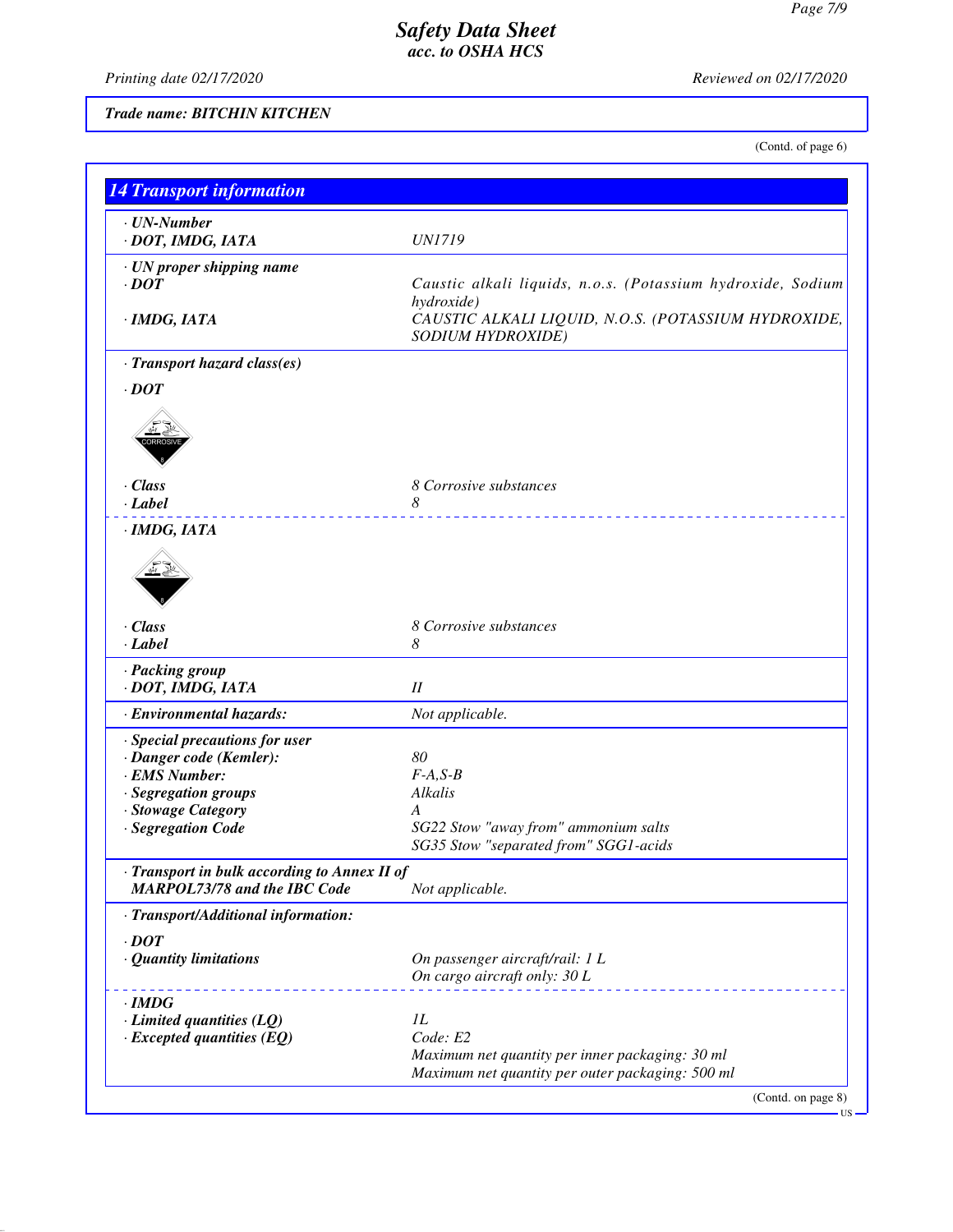*Trade name: BITCHIN KITCHEN*

(Contd. of page 6)

## 14 Transport information

| | |
|---|---|
| · **UN-Number** | |
| · **DOT, IMDG, IATA** | UN1719 |
| · **UN proper shipping name** | |
| · **DOT** | Caustic alkali liquids, n.o.s. (Potassium hydroxide, Sodium hydroxide) |
| · **IMDG, IATA** | CAUSTIC ALKALI LIQUID, N.O.S. (POTASSIUM HYDROXIDE, SODIUM HYDROXIDE) |
| · **Transport hazard class(es)** | |
| · **DOT** | |
| · **Class** | 8 Corrosive substances |
| · **Label** | 8 |
| · **IMDG, IATA** | |
| · **Class** | 8 Corrosive substances |
| · **Label** | 8 |
| · **Packing group** | |
| · **DOT, IMDG, IATA** | II |
| · **Environmental hazards:** | Not applicable. |
| · **Special precautions for user** | |
| · **Danger code (Kemler):** | 80 |
| · **EMS Number:** | F-A,S-B |
| · **Segregation groups** | Alkalis |
| · **Stowage Category** | A |
| · **Segregation Code** | SG22 Stow "away from" ammonium salts<br>SG35 Stow "separated from" SGG1-acids |
| · **Transport in bulk according to Annex II of MARPOL73/78 and the IBC Code** | Not applicable. |
| · **Transport/Additional information:** | |
| · **DOT** | |
| · **Quantity limitations** | On passenger aircraft/rail: 1 L<br>On cargo aircraft only: 30 L |
| · **IMDG** | |
| · **Limited quantities (LQ)** | 1L |
| · **Excepted quantities (EQ)** | Code: E2<br>Maximum net quantity per inner packaging: 30 ml<br>Maximum net quantity per outer packaging: 500 ml |

(Contd. on page 8)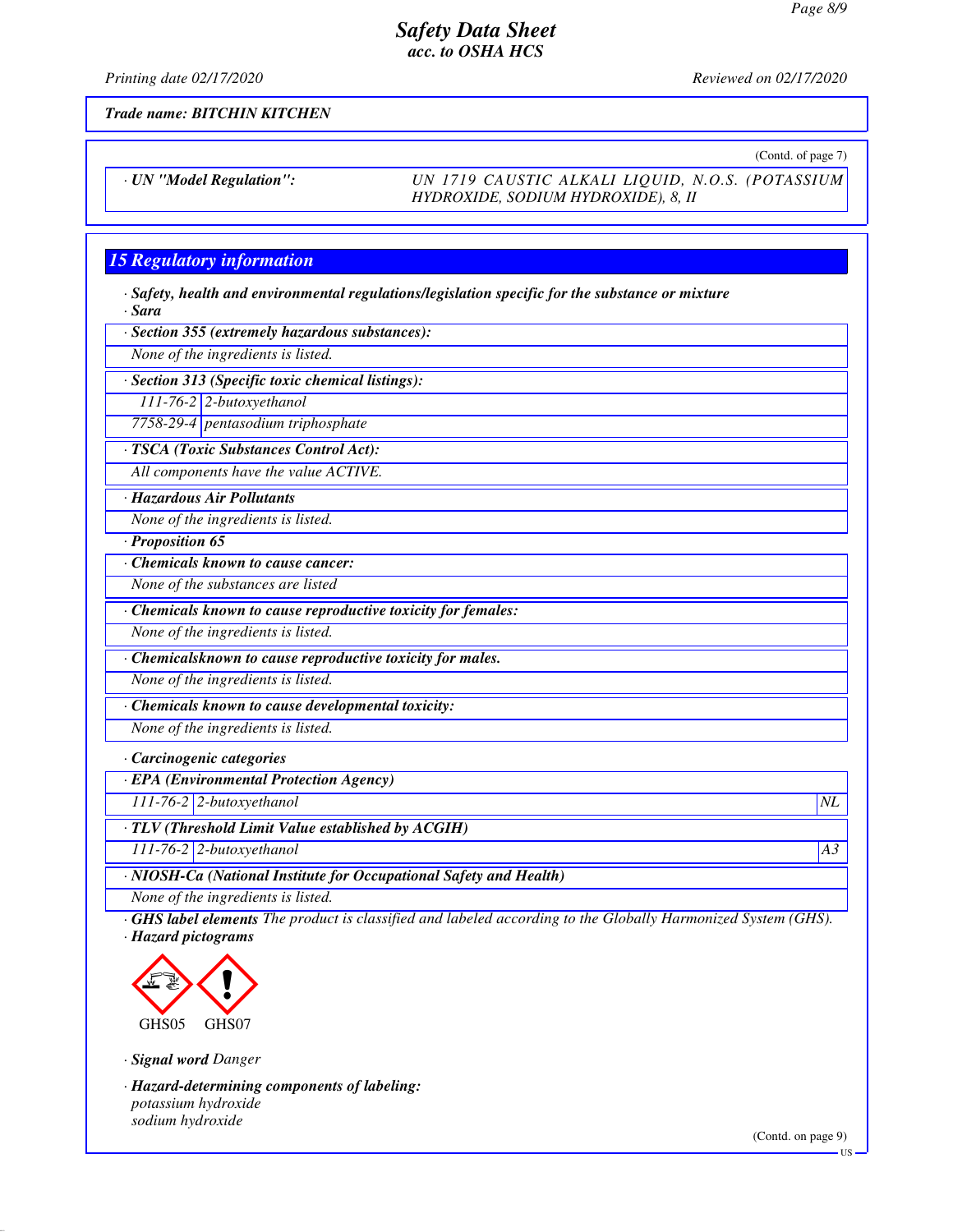*Trade name: BITCHIN KITCHEN*

(Contd. of page 7)

· **UN "Model Regulation":** UN 1719 CAUSTIC ALKALI LIQUID, N.O.S. (POTASSIUM HYDROXIDE, SODIUM HYDROXIDE), 8, II

## 15 Regulatory information

· **Safety, health and environmental regulations/legislation specific for the substance or mixture**
· **Sara**

· **Section 355 (extremely hazardous substances):**

None of the ingredients is listed.

· **Section 313 (Specific toxic chemical listings):**

| | |
|---|---|
| 111-76-2 | 2-butoxyethanol |
| 7758-29-4 | pentasodium triphosphate |

· **TSCA (Toxic Substances Control Act):**

All components have the value ACTIVE.

· **Hazardous Air Pollutants**

None of the ingredients is listed.

· **Proposition 65**

· **Chemicals known to cause cancer:**

None of the substances are listed

· **Chemicals known to cause reproductive toxicity for females:**

None of the ingredients is listed.

· **Chemicalsknown to cause reproductive toxicity for males.**

None of the ingredients is listed.

· **Chemicals known to cause developmental toxicity:**

None of the ingredients is listed.

· **Carcinogenic categories**

· **EPA (Environmental Protection Agency)**

| | | |
|---|---|---|
| 111-76-2 | 2-butoxyethanol | NL |

· **TLV (Threshold Limit Value established by ACGIH)**

| | | |
|---|---|---|
| 111-76-2 | 2-butoxyethanol | A3 |

· **NIOSH-Ca (National Institute for Occupational Safety and Health)**

None of the ingredients is listed.

· **GHS label elements** The product is classified and labeled according to the Globally Harmonized System (GHS).
· **Hazard pictograms**

GHS05 GHS07

· **Signal word** Danger

· **Hazard-determining components of labeling:**
potassium hydroxide
sodium hydroxide

(Contd. on page 9)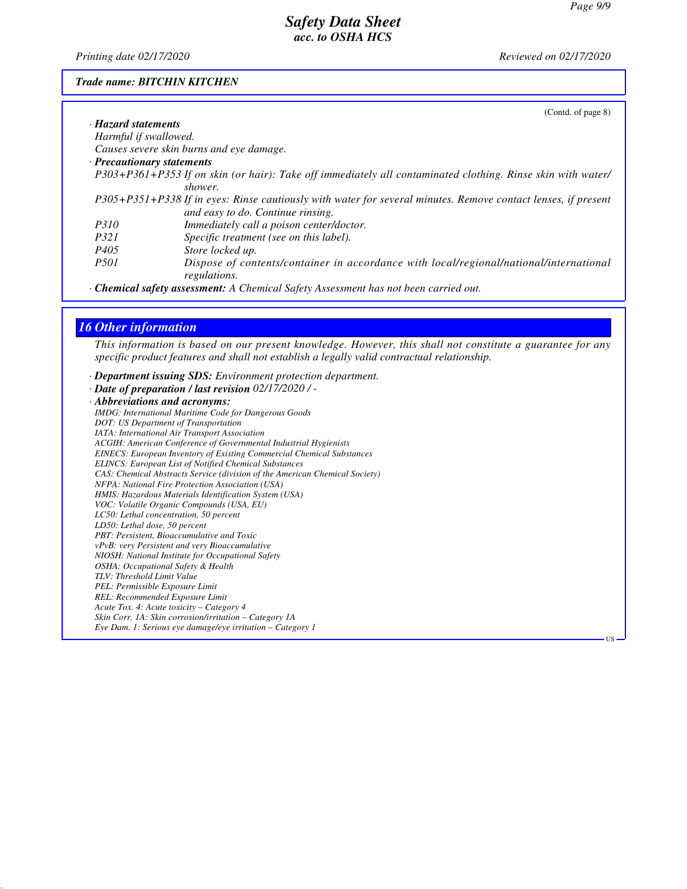Trade name: BITCHIN KITCHEN

(Contd. of page 8)

· **Hazard statements**

Harmful if swallowed.

Causes severe skin burns and eye damage.

· **Precautionary statements**

P303+P361+P353 If on skin (or hair): Take off immediately all contaminated clothing. Rinse skin with water/shower.

P305+P351+P338 If in eyes: Rinse cautiously with water for several minutes. Remove contact lenses, if present and easy to do. Continue rinsing.

P310 Immediately call a poison center/doctor.

P321 Specific treatment (see on this label).

P405 Store locked up.

P501 Dispose of contents/container in accordance with local/regional/national/international regulations.

· **Chemical safety assessment:** A Chemical Safety Assessment has not been carried out.

## 16 Other information

This information is based on our present knowledge. However, this shall not constitute a guarantee for any specific product features and shall not establish a legally valid contractual relationship.

· **Department issuing SDS:** Environment protection department.

· **Date of preparation / last revision** 02/17/2020 / -

· **Abbreviations and acronyms:**

IMDG: International Maritime Code for Dangerous Goods
DOT: US Department of Transportation
IATA: International Air Transport Association
ACGIH: American Conference of Governmental Industrial Hygienists
EINECS: European Inventory of Existing Commercial Chemical Substances
ELINCS: European List of Notified Chemical Substances
CAS: Chemical Abstracts Service (division of the American Chemical Society)
NFPA: National Fire Protection Association (USA)
HMIS: Hazardous Materials Identification System (USA)
VOC: Volatile Organic Compounds (USA, EU)
LC50: Lethal concentration, 50 percent
LD50: Lethal dose, 50 percent
PBT: Persistent, Bioaccumulative and Toxic
vPvB: very Persistent and very Bioaccumulative
NIOSH: National Institute for Occupational Safety
OSHA: Occupational Safety & Health
TLV: Threshold Limit Value
PEL: Permissible Exposure Limit
REL: Recommended Exposure Limit
Acute Tox. 4: Acute toxicity – Category 4
Skin Corr. 1A: Skin corrosion/irritation – Category 1A
Eye Dam. 1: Serious eye damage/eye irritation – Category 1